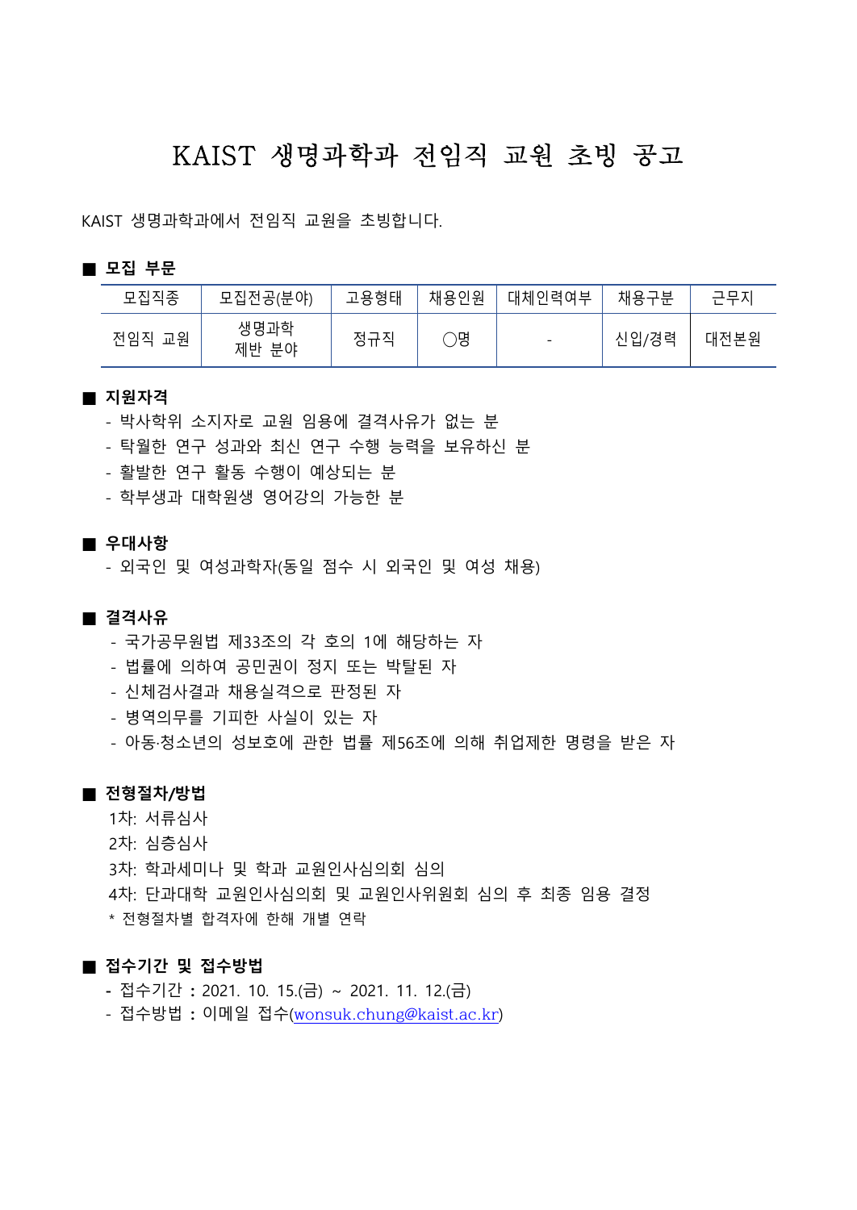# KAIST 생명과학과 전임직 교원 초빙 공고

KAIST 생명과학과에서 전임직 교원을 초빙합니다.

## ■ 모집 부문

| 모집직종 | 모집전공(분야) | 고용형태 | 채용인원 | 대체인력여부 | 채용구분 | 근무지 |
|---|---|---|---|---|---|---|
| 전임직 교원 | 생명과학 제반 분야 | 정규직 | ○명 | - | 신입/경력 | 대전본원 |

## ■ 지원자격

- 박사학위 소지자로 교원 임용에 결격사유가 없는 분
- 탁월한 연구 성과와 최신 연구 수행 능력을 보유하신 분
- 활발한 연구 활동 수행이 예상되는 분
- 학부생과 대학원생 영어강의 가능한 분

## ■ 우대사항

- 외국인 및 여성과학자(동일 점수 시 외국인 및 여성 채용)

## ■ 결격사유

- 국가공무원법 제33조의 각 호의 1에 해당하는 자
- 법률에 의하여 공민권이 정지 또는 박탈된 자
- 신체검사결과 채용실격으로 판정된 자
- 병역의무를 기피한 사실이 있는 자
- 아동·청소년의 성보호에 관한 법률 제56조에 의해 취업제한 명령을 받은 자

## ■ 전형절차/방법

1차: 서류심사
2차: 심층심사
3차: 학과세미나 및 학과 교원인사심의회 심의
4차: 단과대학 교원인사심의회 및 교원인사위원회 심의 후 최종 임용 결정
* 전형절차별 합격자에 한해 개별 연락

## ■ 접수기간 및 접수방법

- 접수기간 : 2021. 10. 15.(금) ~ 2021. 11. 12.(금)
- 접수방법 : 이메일 접수(wonsuk.chung@kaist.ac.kr)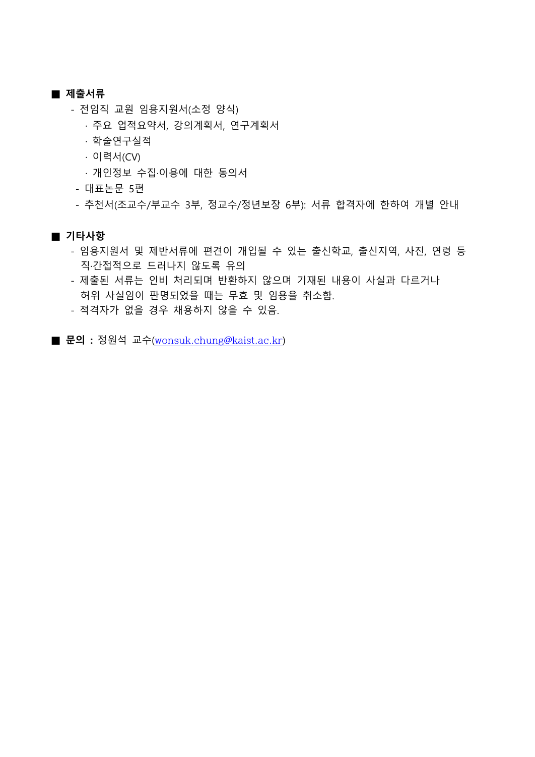■ **제출서류**

- 전임직 교원 임용지원서(소정 양식)
  - · 주요 업적요약서, 강의계획서, 연구계획서
  - · 학술연구실적
  - · 이력서(CV)
  - · 개인정보 수집·이용에 대한 동의서
- 대표논문 5편
- 추천서(조교수/부교수 3부, 정교수/정년보장 6부): 서류 합격자에 한하여 개별 안내

■ **기타사항**

- 임용지원서 및 제반서류에 편견이 개입될 수 있는 출신학교, 출신지역, 사진, 연령 등 직·간접적으로 드러나지 않도록 유의
- 제출된 서류는 인비 처리되며 반환하지 않으며 기재된 내용이 사실과 다르거나 허위 사실임이 판명되었을 때는 무효 및 임용을 취소함.
- 적격자가 없을 경우 채용하지 않을 수 있음.

■ **문의 :** 정원석 교수(wonsuk.chung@kaist.ac.kr)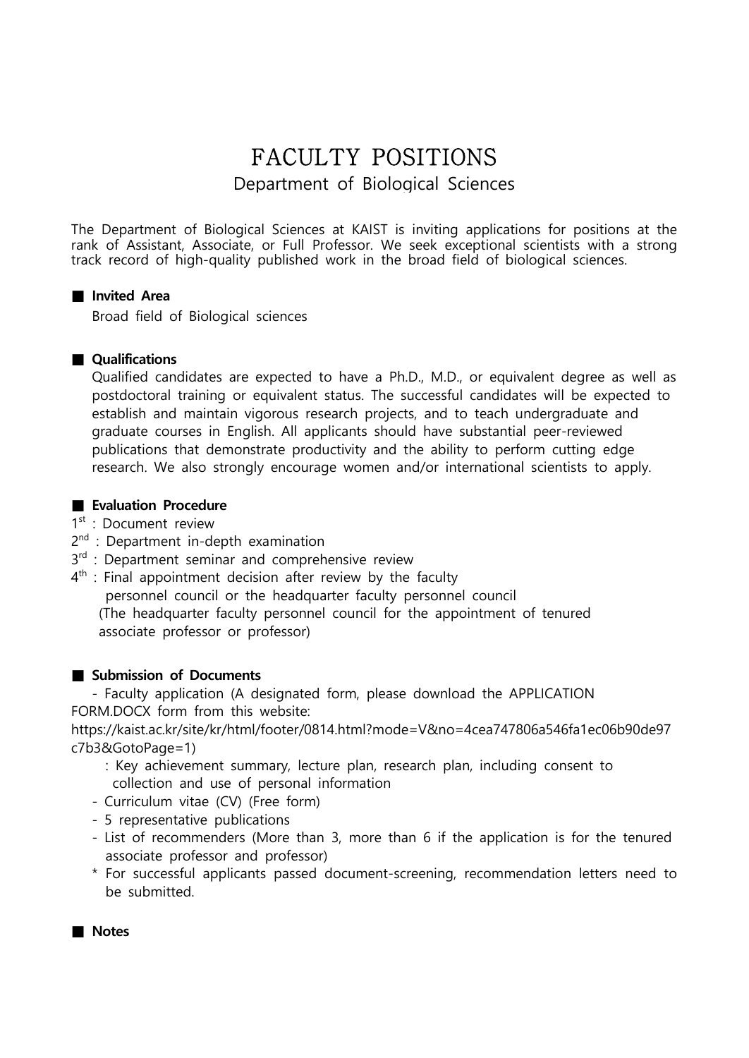# FACULTY POSITIONS

## Department of Biological Sciences

The Department of Biological Sciences at KAIST is inviting applications for positions at the rank of Assistant, Associate, or Full Professor. We seek exceptional scientists with a strong track record of high-quality published work in the broad field of biological sciences.

### ■ Invited Area

Broad field of Biological sciences

### ■ Qualifications

Qualified candidates are expected to have a Ph.D., M.D., or equivalent degree as well as postdoctoral training or equivalent status. The successful candidates will be expected to establish and maintain vigorous research projects, and to teach undergraduate and graduate courses in English. All applicants should have substantial peer-reviewed publications that demonstrate productivity and the ability to perform cutting edge research. We also strongly encourage women and/or international scientists to apply.

### ■ Evaluation Procedure

1st : Document review
2nd : Department in-depth examination
3rd : Department seminar and comprehensive review
4th : Final appointment decision after review by the faculty personnel council or the headquarter faculty personnel council
(The headquarter faculty personnel council for the appointment of tenured associate professor or professor)

### ■ Submission of Documents

- Faculty application (A designated form, please download the APPLICATION FORM.DOCX form from this website: https://kaist.ac.kr/site/kr/html/footer/0814.html?mode=V&no=4cea747806a546fa1ec06b90de97c7b3&GotoPage=1)
  : Key achievement summary, lecture plan, research plan, including consent to collection and use of personal information
- Curriculum vitae (CV) (Free form)
- 5 representative publications
- List of recommenders (More than 3, more than 6 if the application is for the tenured associate professor and professor)

\* For successful applicants passed document-screening, recommendation letters need to be submitted.

### ■ Notes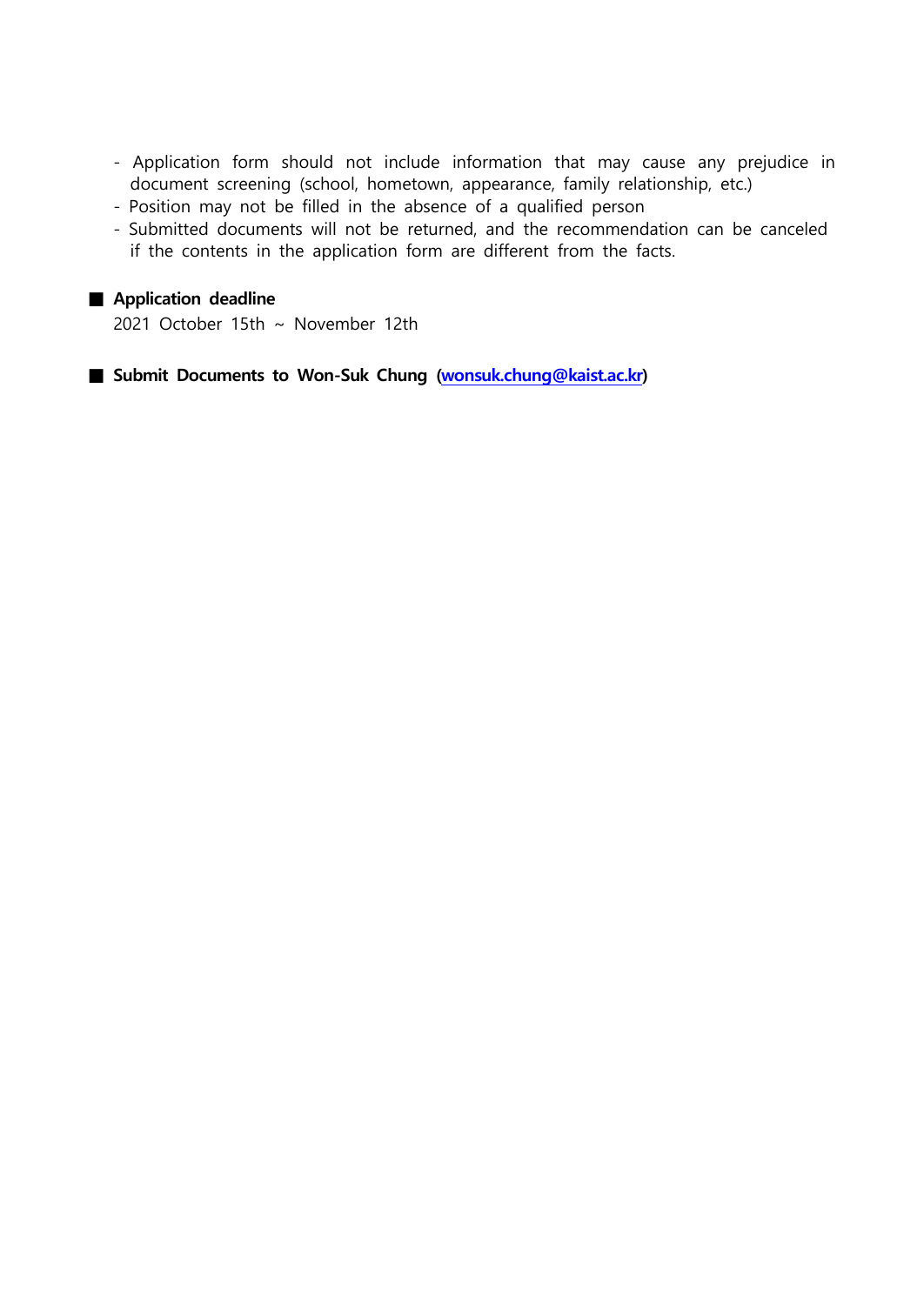- Application form should not include information that may cause any prejudice in document screening (school, hometown, appearance, family relationship, etc.)
- Position may not be filled in the absence of a qualified person
- Submitted documents will not be returned, and the recommendation can be canceled if the contents in the application form are different from the facts.

■ **Application deadline**

2021 October 15th ~ November 12th

■ **Submit Documents to Won-Suk Chung (wonsuk.chung@kaist.ac.kr)**